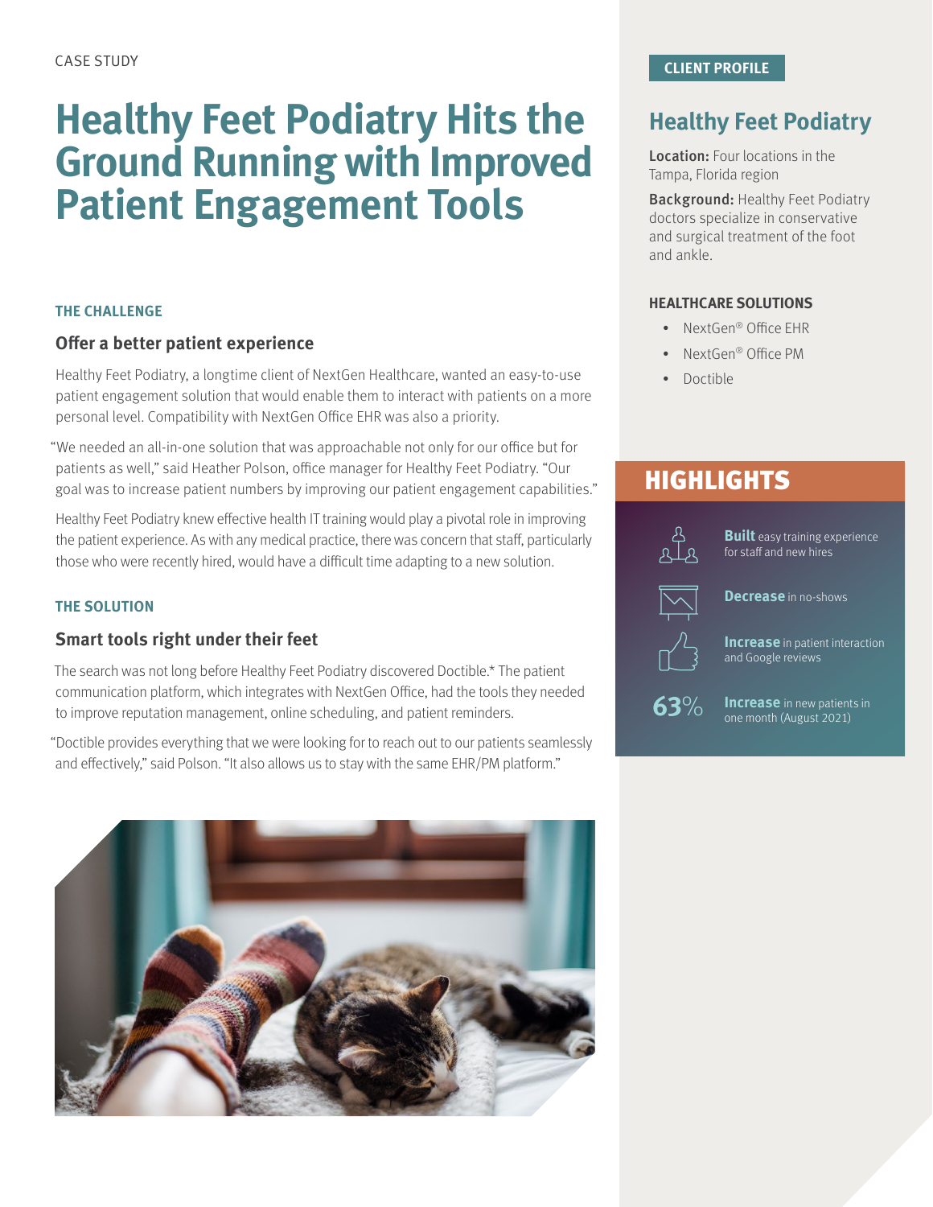CASE STUDY

# Healthy Feet Podiatry Hits the Ground Running with Improved Patient Engagement Tools

### THE CHALLENGE

## Offer a better patient experience

Healthy Feet Podiatry, a longtime client of NextGen Healthcare, wanted an easy-to-use patient engagement solution that would enable them to interact with patients on a more personal level. Compatibility with NextGen Office EHR was also a priority.

"We needed an all-in-one solution that was approachable not only for our office but for patients as well," said Heather Polson, office manager for Healthy Feet Podiatry. "Our goal was to increase patient numbers by improving our patient engagement capabilities."

Healthy Feet Podiatry knew effective health IT training would play a pivotal role in improving the patient experience. As with any medical practice, there was concern that staff, particularly those who were recently hired, would have a difficult time adapting to a new solution.

### THE SOLUTION

## Smart tools right under their feet

The search was not long before Healthy Feet Podiatry discovered Doctible.* The patient communication platform, which integrates with NextGen Office, had the tools they needed to improve reputation management, online scheduling, and patient reminders.

"Doctible provides everything that we were looking for to reach out to our patients seamlessly and effectively," said Polson. "It also allows us to stay with the same EHR/PM platform."

### CLIENT PROFILE

## Healthy Feet Podiatry

**Location:** Four locations in the Tampa, Florida region

**Background:** Healthy Feet Podiatry doctors specialize in conservative and surgical treatment of the foot and ankle.

### HEALTHCARE SOLUTIONS

- NextGen® Office EHR
- NextGen® Office PM
- Doctible

## HIGHLIGHTS

- **Built** easy training experience for staff and new hires
- **Decrease** in no-shows
- **Increase** in patient interaction and Google reviews
- 63% **Increase** in new patients in one month (August 2021)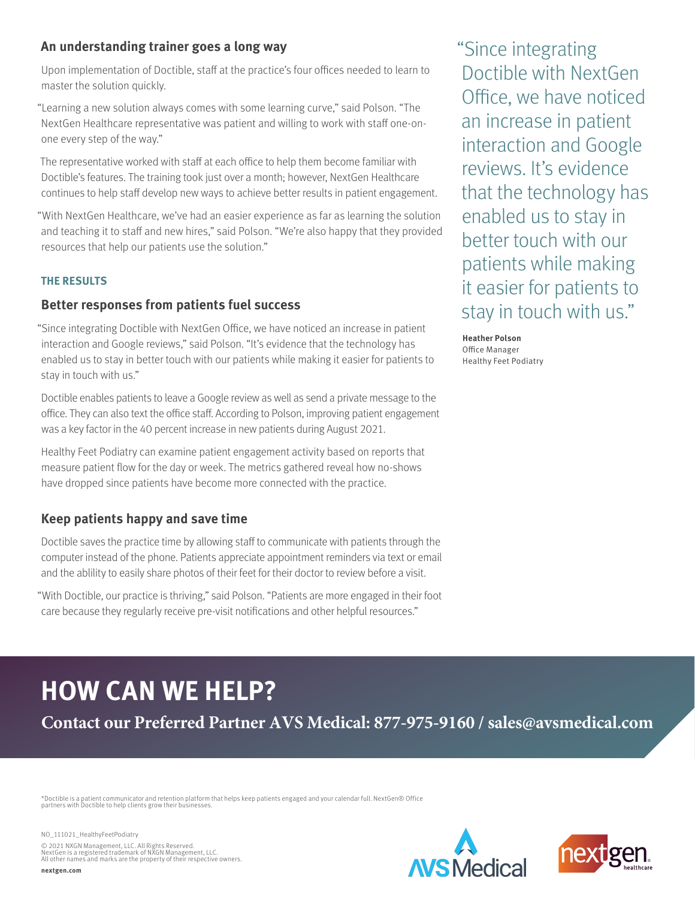### An understanding trainer goes a long way

Upon implementation of Doctible, staff at the practice's four offices needed to learn to master the solution quickly.

"Learning a new solution always comes with some learning curve," said Polson. "The NextGen Healthcare representative was patient and willing to work with staff one-on-one every step of the way."

The representative worked with staff at each office to help them become familiar with Doctible's features. The training took just over a month; however, NextGen Healthcare continues to help staff develop new ways to achieve better results in patient engagement.

"With NextGen Healthcare, we've had an easier experience as far as learning the solution and teaching it to staff and new hires," said Polson. "We're also happy that they provided resources that help our patients use the solution."

**THE RESULTS**

### Better responses from patients fuel success

"Since integrating Doctible with NextGen Office, we have noticed an increase in patient interaction and Google reviews," said Polson. "It's evidence that the technology has enabled us to stay in better touch with our patients while making it easier for patients to stay in touch with us."

Doctible enables patients to leave a Google review as well as send a private message to the office. They can also text the office staff. According to Polson, improving patient engagement was a key factor in the 40 percent increase in new patients during August 2021.

Healthy Feet Podiatry can examine patient engagement activity based on reports that measure patient flow for the day or week. The metrics gathered reveal how no-shows have dropped since patients have become more connected with the practice.

### Keep patients happy and save time

Doctible saves the practice time by allowing staff to communicate with patients through the computer instead of the phone. Patients appreciate appointment reminders via text or email and the ablility to easily share photos of their feet for their doctor to review before a visit.

"With Doctible, our practice is thriving," said Polson. "Patients are more engaged in their foot care because they regularly receive pre-visit notifications and other helpful resources."

> "Since integrating Doctible with NextGen Office, we have noticed an increase in patient interaction and Google reviews. It's evidence that the technology has enabled us to stay in better touch with our patients while making it easier for patients to stay in touch with us."
>
> **Heather Polson**
> Office Manager
> Healthy Feet Podiatry

## HOW CAN WE HELP?

**Contact our Preferred Partner AVS Medical: 877-975-9160 / sales@avsmedical.com**

*Doctible is a patient communicator and retention platform that helps keep patients engaged and your calendar full. NextGen® Office partners with Doctible to help clients grow their businesses.

NO_111021_HealthyFeetPodiatry

© 2021 NXGN Management, LLC. All Rights Reserved.
NextGen is a registered trademark of NXGN Management, LLC.
All other names and marks are the property of their respective owners.

**nextgen.com**